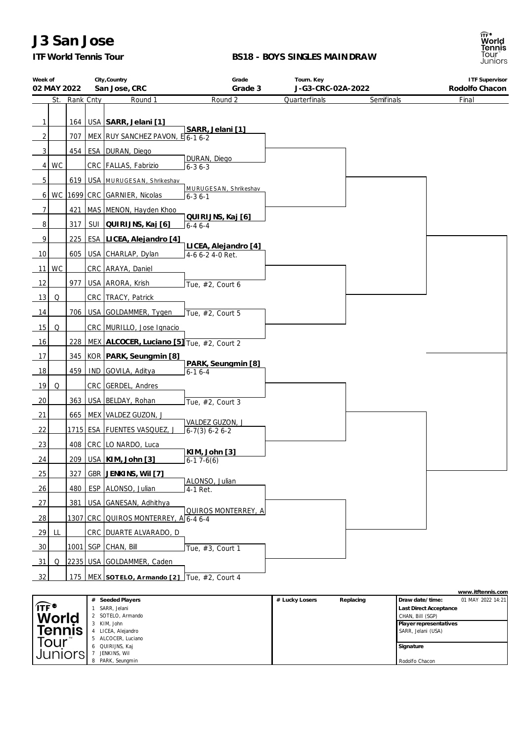# J3 San Jose

**ITF World Tennis Tour**

**BS18 - BOYS SINGLES MAINDRAW**

| Week of | City,Country | Grade | Tourn. Key | ITF Supervisor |
|---|---|---|---|---|
| 02 MAY 2022 | San Jose, CRC | Grade 3 | J-G3-CRC-02A-2022 | Rodolfo Chacon |

| # | St. | Rank | Cnty | Round 1 | Round 2 | Quarterfinals | Semifinals | Final |
|---|---|---|---|---|---|---|---|---|
| 1 | | 164 | USA | **SARR, Jelani [1]** | | | | |
| | | | | | **SARR, Jelani [1]** 6-1 6-2 | | | |
| 2 | | 707 | MEX | RUY SANCHEZ PAVON, E | | | | |
| 3 | | 454 | ESA | DURAN, Diego | | | | |
| | | | | | DURAN, Diego 6-3 6-3 | | | |
| 4 | WC | | CRC | FALLAS, Fabrizio | | | | |
| 5 | | 619 | USA | MURUGESAN, Shrikeshav | | | | |
| | | | | | MURUGESAN, Shrikeshav 6-3 6-1 | | | |
| 6 | WC | 1699 | CRC | GARNIER, Nicolas | | | | |
| 7 | | 421 | MAS | MENON, Hayden Khoo | | | | |
| | | | | | **QUIRIJNS, Kaj [6]** 6-4 6-4 | | | |
| 8 | | 317 | SUI | **QUIRIJNS, Kaj [6]** | | | | |
| 9 | | 225 | ESA | **LICEA, Alejandro [4]** | | | | |
| | | | | | **LICEA, Alejandro [4]** 4-6 6-2 4-0 Ret. | | | |
| 10 | | 605 | USA | CHARLAP, Dylan | | | | |
| 11 | WC | | CRC | ARAYA, Daniel | | | | |
| | | | | | Tue, #2, Court 6 | | | |
| 12 | | 977 | USA | ARORA, Krish | | | | |
| 13 | Q | | CRC | TRACY, Patrick | | | | |
| | | | | | Tue, #2, Court 5 | | | |
| 14 | | 706 | USA | GOLDAMMER, Tygen | | | | |
| 15 | Q | | CRC | MURILLO, Jose Ignacio | | | | |
| | | | | | Tue, #2, Court 2 | | | |
| 16 | | 228 | MEX | **ALCOCER, Luciano [5]** | | | | |
| 17 | | 345 | KOR | **PARK, Seungmin [8]** | | | | |
| | | | | | **PARK, Seungmin [8]** 6-1 6-4 | | | |
| 18 | | 459 | IND | GOVILA, Aditya | | | | |
| 19 | Q | | CRC | GERDEL, Andres | | | | |
| | | | | | Tue, #2, Court 3 | | | |
| 20 | | 363 | USA | BELDAY, Rohan | | | | |
| 21 | | 665 | MEX | VALDEZ GUZON, J | | | | |
| | | | | | VALDEZ GUZON, J 6-7(3) 6-2 6-2 | | | |
| 22 | | 1715 | ESA | FUENTES VASQUEZ, J | | | | |
| 23 | | 408 | CRC | LO NARDO, Luca | | | | |
| | | | | | **KIM, John [3]** 6-1 7-6(6) | | | |
| 24 | | 209 | USA | **KIM, John [3]** | | | | |
| 25 | | 327 | GBR | **JENKINS, Wil [7]** | | | | |
| | | | | | ALONSO, Julian 4-1 Ret. | | | |
| 26 | | 480 | ESP | ALONSO, Julian | | | | |
| 27 | | 381 | USA | GANESAN, Adhithya | | | | |
| | | | | | QUIROS MONTERREY, A 6-4 6-4 | | | |
| 28 | | 1307 | CRC | QUIROS MONTERREY, A | | | | |
| 29 | LL | | CRC | DUARTE ALVARADO, D | | | | |
| | | | | | Tue, #3, Court 1 | | | |
| 30 | | 1001 | SGP | CHAN, Bill | | | | |
| 31 | Q | 2235 | USA | GOLDAMMER, Caden | | | | |
| | | | | | Tue, #2, Court 4 | | | |
| 32 | | 175 | MEX | **SOTELO, Armando [2]** | | | | |

www.itftennis.com

| # | Seeded Players |
|---|---|
| 1 | SARR, Jelani |
| 2 | SOTELO, Armando |
| 3 | KIM, John |
| 4 | LICEA, Alejandro |
| 5 | ALCOCER, Luciano |
| 6 | QUIRIJNS, Kaj |
| 7 | JENKINS, Wil |
| 8 | PARK, Seungmin |

| # Lucky Losers | Replacing |
|---|---|
| | |

| | |
|---|---|
| Draw date/time: | 01 MAY 2022 14:21 |
| Last Direct Acceptance | CHAN, Bill (SGP) |
| Player representatives | SARR, Jelani (USA) |
| Signature | Rodolfo Chacon |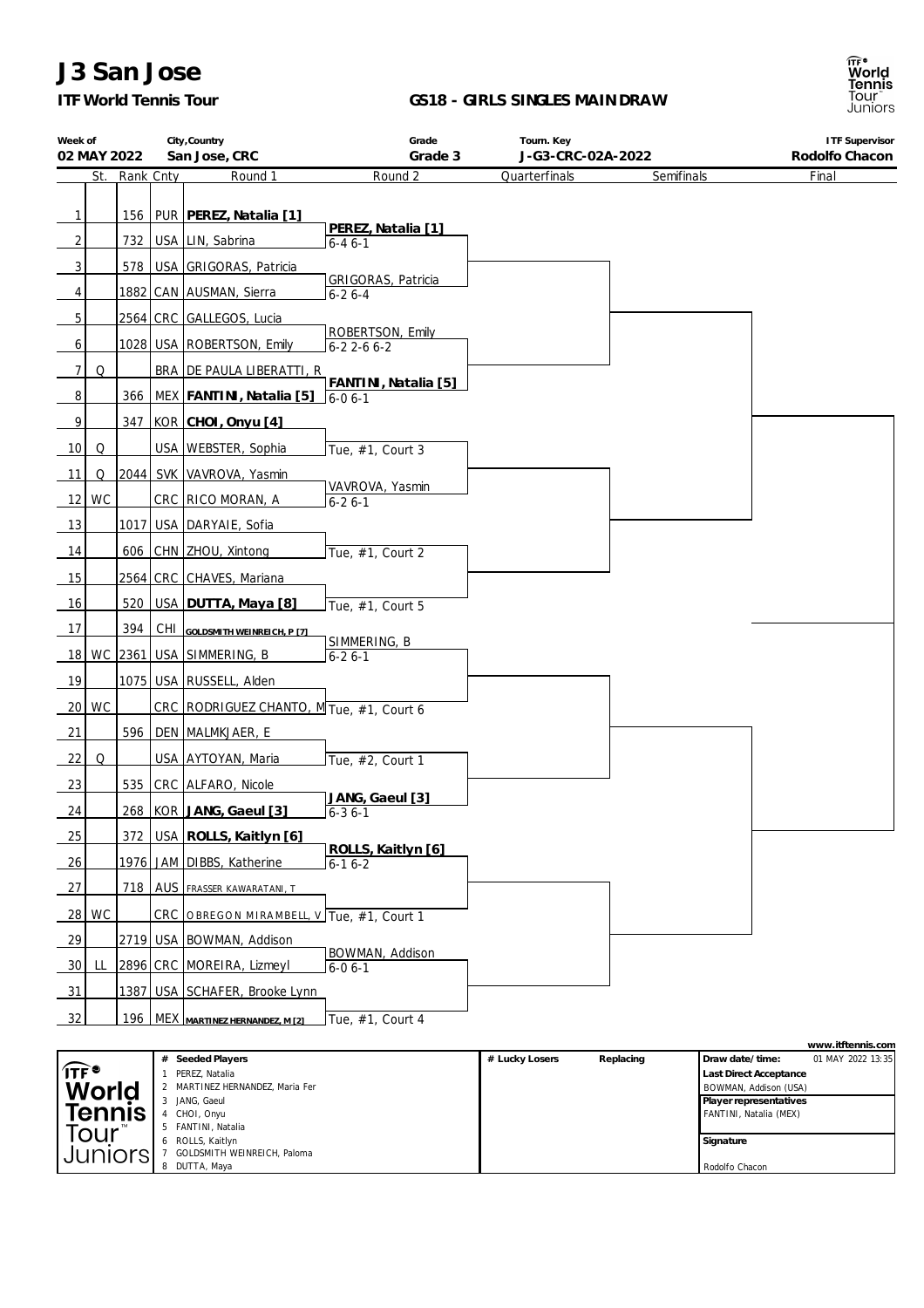# J3 San Jose

**ITF World Tennis Tour**

**GS18 - GIRLS SINGLES MAINDRAW**

| Week of | City,Country | Grade | Tourn. Key | ITF Supervisor |
|---|---|---|---|---|
| 02 MAY 2022 | San Jose, CRC | Grade 3 | J-G3-CRC-02A-2022 | Rodolfo Chacon |

| # | St. | Rank | Cnty | Round 1 | Round 2 | Quarterfinals | Semifinals | Final |
|---|---|---|---|---|---|---|---|---|
| 1 | | 156 | PUR | **PEREZ, Natalia [1]** | | | | |
| | | | | | **PEREZ, Natalia [1]** 6-4 6-1 | | | |
| 2 | | 732 | USA | LIN, Sabrina | | | | |
| 3 | | 578 | USA | GRIGORAS, Patricia | | | | |
| | | | | | GRIGORAS, Patricia 6-2 6-4 | | | |
| 4 | | 1882 | CAN | AUSMAN, Sierra | | | | |
| 5 | | 2564 | CRC | GALLEGOS, Lucia | | | | |
| | | | | | ROBERTSON, Emily 6-2 2-6 6-2 | | | |
| 6 | | 1028 | USA | ROBERTSON, Emily | | | | |
| 7 | Q | | BRA | DE PAULA LIBERATTI, R | | | | |
| | | | | | **FANTINI, Natalia [5]** 6-0 6-1 | | | |
| 8 | | 366 | MEX | **FANTINI, Natalia [5]** | | | | |
| 9 | | 347 | KOR | **CHOI, Onyu [4]** | | | | |
| | | | | | Tue, #1, Court 3 | | | |
| 10 | Q | | USA | WEBSTER, Sophia | | | | |
| 11 | Q | 2044 | SVK | VAVROVA, Yasmin | | | | |
| | | | | | VAVROVA, Yasmin 6-2 6-1 | | | |
| 12 | WC | | CRC | RICO MORAN, A | | | | |
| 13 | | 1017 | USA | DARYAIE, Sofia | | | | |
| | | | | | Tue, #1, Court 2 | | | |
| 14 | | 606 | CHN | ZHOU, Xintong | | | | |
| 15 | | 2564 | CRC | CHAVES, Mariana | | | | |
| | | | | | Tue, #1, Court 5 | | | |
| 16 | | 520 | USA | **DUTTA, Maya [8]** | | | | |
| 17 | | 394 | CHI | **GOLDSMITH WEINREICH, P [7]** | | | | |
| | | | | | SIMMERING, B 6-2 6-1 | | | |
| 18 | WC | 2361 | USA | SIMMERING, B | | | | |
| 19 | | 1075 | USA | RUSSELL, Alden | | | | |
| | | | | | Tue, #1, Court 6 | | | |
| 20 | WC | | CRC | RODRIGUEZ CHANTO, M | | | | |
| 21 | | 596 | DEN | MALMKJAER, E | | | | |
| | | | | | Tue, #2, Court 1 | | | |
| 22 | Q | | USA | AYTOYAN, Maria | | | | |
| 23 | | 535 | CRC | ALFARO, Nicole | | | | |
| | | | | | **JANG, Gaeul [3]** 6-3 6-1 | | | |
| 24 | | 268 | KOR | **JANG, Gaeul [3]** | | | | |
| 25 | | 372 | USA | **ROLLS, Kaitlyn [6]** | | | | |
| | | | | | **ROLLS, Kaitlyn [6]** 6-1 6-2 | | | |
| 26 | | 1976 | JAM | DIBBS, Katherine | | | | |
| 27 | | 718 | AUS | FRASSER KAWARATANI, T | | | | |
| | | | | | Tue, #1, Court 1 | | | |
| 28 | WC | | CRC | OBREGON MIRAMBELL, V | | | | |
| 29 | | 2719 | USA | BOWMAN, Addison | | | | |
| | | | | | BOWMAN, Addison 6-0 6-1 | | | |
| 30 | LL | 2896 | CRC | MOREIRA, Lizmeyl | | | | |
| 31 | | 1387 | USA | SCHAFER, Brooke Lynn | | | | |
| | | | | | Tue, #1, Court 4 | | | |
| 32 | | 196 | MEX | **MARTINEZ HERNANDEZ, M [2]** | | | | |

www.itftennis.com

| # | Seeded Players | # Lucky Losers | Replacing | |
|---|---|---|---|---|
| 1 | PEREZ, Natalia | | | **Draw date/time:** 01 MAY 2022 13:35 |
| 2 | MARTINEZ HERNANDEZ, Maria Fer | | | **Last Direct Acceptance** BOWMAN, Addison (USA) |
| 3 | JANG, Gaeul | | | |
| 4 | CHOI, Onyu | | | **Player representatives** FANTINI, Natalia (MEX) |
| 5 | FANTINI, Natalia | | | |
| 6 | ROLLS, Kaitlyn | | | **Signature** |
| 7 | GOLDSMITH WEINREICH, Paloma | | | |
| 8 | DUTTA, Maya | | | Rodolfo Chacon |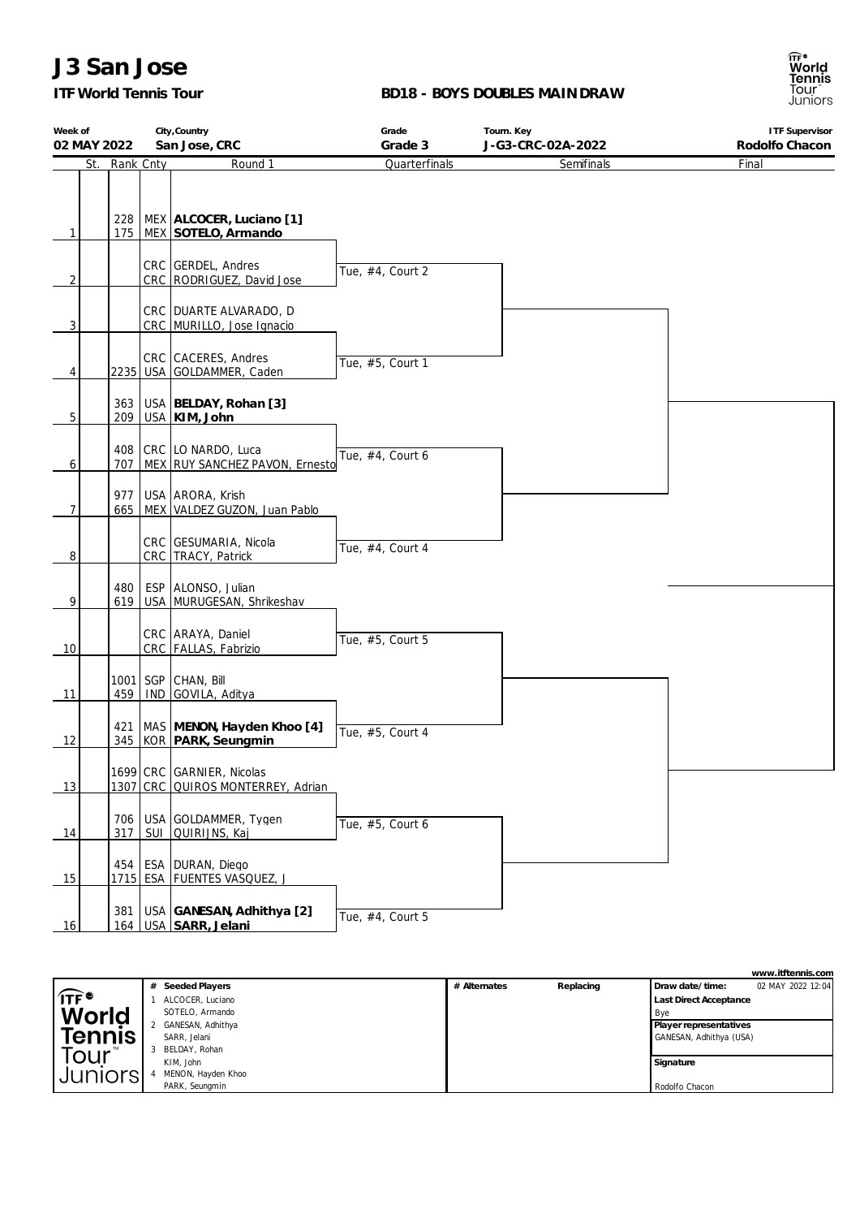# J3 San Jose

**ITF World Tennis Tour**

**BD18 - BOYS DOUBLES MAINDRAW**

| Week of | City,Country | Grade | Tourn. Key | ITF Supervisor |
|---|---|---|---|---|
| 02 MAY 2022 | San Jose, CRC | Grade 3 | J-G3-CRC-02A-2022 | Rodolfo Chacon |

| | St. | Rank | Cnty | Round 1 | Quarterfinals | Semifinals | Final |
|---|---|---|---|---|---|---|---|
| 1 | | 228 | MEX | **ALCOCER, Luciano [1]** | | | |
| | | 175 | MEX | **SOTELO, Armando** | | | |
| 2 | | | CRC | GERDEL, Andres | Tue, #4, Court 2 | | |
| | | | CRC | RODRIGUEZ, David Jose | | | |
| 3 | | | CRC | DUARTE ALVARADO, D | | | |
| | | | CRC | MURILLO, Jose Ignacio | | | |
| 4 | | | CRC | CACERES, Andres | Tue, #5, Court 1 | | |
| | | 2235 | USA | GOLDAMMER, Caden | | | |
| 5 | | 363 | USA | **BELDAY, Rohan [3]** | | | |
| | | 209 | USA | **KIM, John** | | | |
| 6 | | 408 | CRC | LO NARDO, Luca | Tue, #4, Court 6 | | |
| | | 707 | MEX | RUY SANCHEZ PAVON, Ernesto | | | |
| 7 | | 977 | USA | ARORA, Krish | | | |
| | | 665 | MEX | VALDEZ GUZON, Juan Pablo | | | |
| 8 | | | CRC | GESUMARIA, Nicola | Tue, #4, Court 4 | | |
| | | | CRC | TRACY, Patrick | | | |
| 9 | | 480 | ESP | ALONSO, Julian | | | |
| | | 619 | USA | MURUGESAN, Shrikeshav | | | |
| 10 | | | CRC | ARAYA, Daniel | Tue, #5, Court 5 | | |
| | | | CRC | FALLAS, Fabrizio | | | |
| 11 | | 1001 | SGP | CHAN, Bill | | | |
| | | 459 | IND | GOVILA, Aditya | | | |
| 12 | | 421 | MAS | **MENON, Hayden Khoo [4]** | Tue, #5, Court 4 | | |
| | | 345 | KOR | **PARK, Seungmin** | | | |
| 13 | | 1699 | CRC | GARNIER, Nicolas | | | |
| | | 1307 | CRC | QUIROS MONTERREY, Adrian | | | |
| 14 | | 706 | USA | GOLDAMMER, Tygen | Tue, #5, Court 6 | | |
| | | 317 | SUI | QUIRIJNS, Kaj | | | |
| 15 | | 454 | ESA | DURAN, Diego | | | |
| | | 1715 | ESA | FUENTES VASQUEZ, J | | | |
| 16 | | 381 | USA | **GANESAN, Adhithya [2]** | Tue, #4, Court 5 | | |
| | | 164 | USA | **SARR, Jelani** | | | |

www.itftennis.com

| # | Seeded Players | # Alternates | Replacing | |
|---|---|---|---|---|
| 1 | ALCOCER, Luciano<br>SOTELO, Armando | | | Draw date/time: 02 MAY 2022 12:04 |
| 2 | GANESAN, Adhithya<br>SARR, Jelani | | | Last Direct Acceptance: Bye |
| 3 | BELDAY, Rohan<br>KIM, John | | | Player representatives: GANESAN, Adhithya (USA) |
| 4 | MENON, Hayden Khoo<br>PARK, Seungmin | | | Signature: Rodolfo Chacon |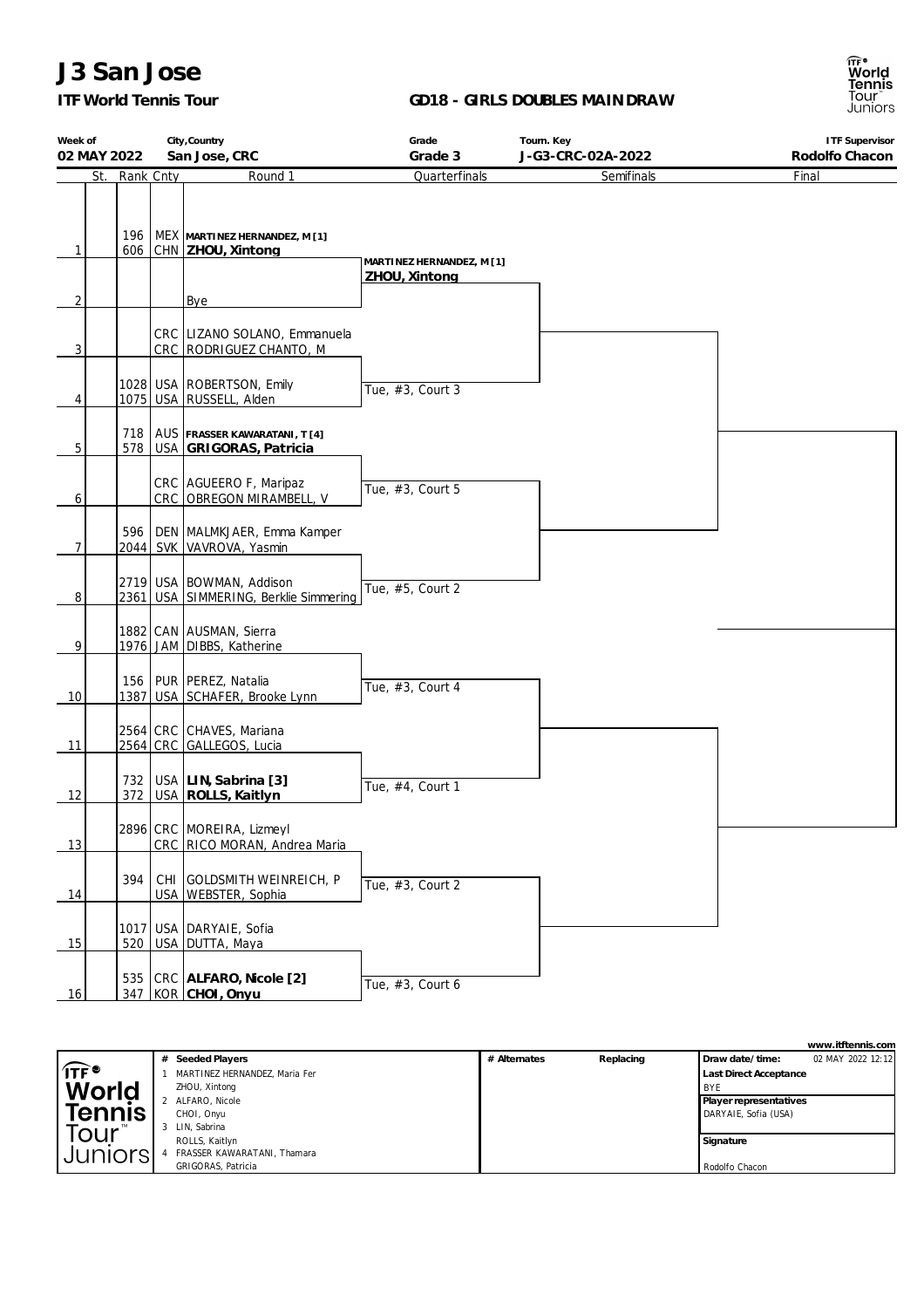# J3 San Jose

**ITF World Tennis Tour**

**GD18 - GIRLS DOUBLES MAINDRAW**

| Week of | City,Country | Grade | Tourn. Key | ITF Supervisor |
|---|---|---|---|---|
| 02 MAY 2022 | San Jose, CRC | Grade 3 | J-G3-CRC-02A-2022 | Rodolfo Chacon |

| | St. | Rank | Cnty | Round 1 | Quarterfinals | Semifinals | Final |
|---|---|---|---|---|---|---|---|
| 1 | | 196 / 606 | MEX / CHN | **MARTINEZ HERNANDEZ, M [1]** / **ZHOU, Xintong** | **MARTINEZ HERNANDEZ, M [1]** / **ZHOU, Xintong** | | |
| 2 | | | | Bye | | | |
| 3 | | | CRC / CRC | LIZANO SOLANO, Emmanuela / RODRIGUEZ CHANTO, M | | | |
| 4 | | 1028 / 1075 | USA / USA | ROBERTSON, Emily / RUSSELL, Alden | Tue, #3, Court 3 | | |
| 5 | | 718 / 578 | AUS / USA | **FRASSER KAWARATANI, T [4]** / **GRIGORAS, Patricia** | | | |
| 6 | | | CRC / CRC | AGUEERO F, Maripaz / OBREGON MIRAMBELL, V | Tue, #3, Court 5 | | |
| 7 | | 596 / 2044 | DEN / SVK | MALMKJAER, Emma Kamper / VAVROVA, Yasmin | | | |
| 8 | | 2719 / 2361 | USA / USA | BOWMAN, Addison / SIMMERING, Berklie Simmering | Tue, #5, Court 2 | | |
| 9 | | 1882 / 1976 | CAN / JAM | AUSMAN, Sierra / DIBBS, Katherine | | | |
| 10 | | 156 / 1387 | PUR / USA | PEREZ, Natalia / SCHAFER, Brooke Lynn | Tue, #3, Court 4 | | |
| 11 | | 2564 / 2564 | CRC / CRC | CHAVES, Mariana / GALLEGOS, Lucia | | | |
| 12 | | 732 / 372 | USA / USA | **LIN, Sabrina [3]** / **ROLLS, Kaitlyn** | Tue, #4, Court 1 | | |
| 13 | | 2896 | CRC / CRC | MOREIRA, Lizmeyl / RICO MORAN, Andrea Maria | | | |
| 14 | | 394 | CHI / USA | GOLDSMITH WEINREICH, P / WEBSTER, Sophia | Tue, #3, Court 2 | | |
| 15 | | 1017 / 520 | USA / USA | DARYAIE, Sofia / DUTTA, Maya | | | |
| 16 | | 535 / 347 | CRC / KOR | **ALFARO, Nicole [2]** / **CHOI, Onyu** | Tue, #3, Court 6 | | |

www.itftennis.com

| # | Seeded Players | # Alternates | Replacing | |
|---|---|---|---|---|
| 1 | MARTINEZ HERNANDEZ, Maria Fer / ZHOU, Xintong | | | Draw date/time: 02 MAY 2022 12:12 |
| 2 | ALFARO, Nicole / CHOI, Onyu | | | Last Direct Acceptance: BYE |
| 3 | LIN, Sabrina / ROLLS, Kaitlyn | | | Player representatives: DARYAIE, Sofia (USA) |
| 4 | FRASSER KAWARATANI, Thamara / GRIGORAS, Patricia | | | Signature: Rodolfo Chacon |